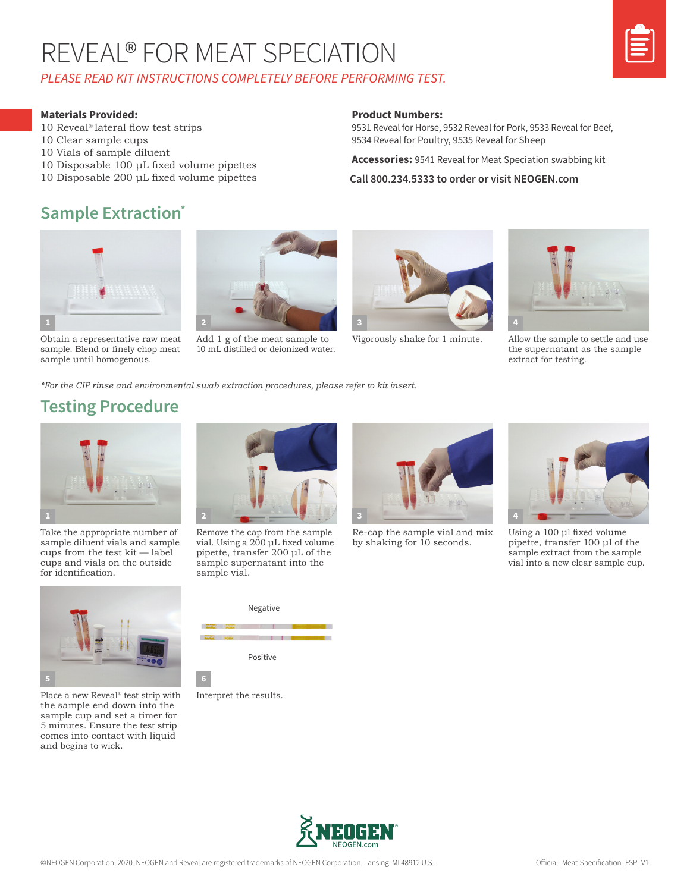# REVEAL® FOR MEAT SPECIATION

*PLEASE READ KIT INSTRUCTIONS COMPLETELY BEFORE PERFORMING TEST.*

**Materials Provided:**

10 Reveal® lateral flow test strips
10 Clear sample cups
10 Vials of sample diluent
10 Disposable 100 µL fixed volume pipettes
10 Disposable 200 µL fixed volume pipettes

**Product Numbers:**

9531 Reveal for Horse, 9532 Reveal for Pork, 9533 Reveal for Beef, 9534 Reveal for Poultry, 9535 Reveal for Sheep

**Accessories:** 9541 Reveal for Meat Speciation swabbing kit

**Call 800.234.5333 to order or visit NEOGEN.com**

## Sample Extraction*

1. Obtain a representative raw meat sample. Blend or finely chop meat sample until homogenous.
2. Add 1 g of the meat sample to 10 mL distilled or deionized water.
3. Vigorously shake for 1 minute.
4. Allow the sample to settle and use the supernatant as the sample extract for testing.

*For the CIP rinse and environmental swab extraction procedures, please refer to kit insert.*

## Testing Procedure

1. Take the appropriate number of sample diluent vials and sample cups from the test kit — label cups and vials on the outside for identification.
2. Remove the cap from the sample vial. Using a 200 µL fixed volume pipette, transfer 200 µL of the sample supernatant into the sample vial.
3. Re-cap the sample vial and mix by shaking for 10 seconds.
4. Using a 100 µl fixed volume pipette, transfer 100 µl of the sample extract from the sample vial into a new clear sample cup.
5. Place a new Reveal® test strip with the sample end down into the sample cup and set a timer for 5 minutes. Ensure the test strip comes into contact with liquid and begins to wick.
6. Interpret the results.

Negative

Positive

NEOGEN
NEOGEN.com

©NEOGEN Corporation, 2020. NEOGEN and Reveal are registered trademarks of NEOGEN Corporation, Lansing, MI 48912 U.S.

Official_Meat-Specification_FSP_V1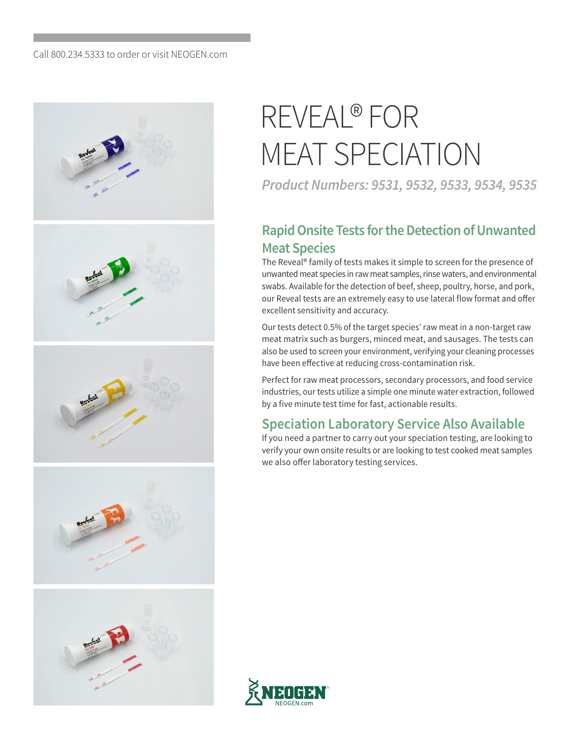Call 800.234.5333 to order or visit NEOGEN.com

# REVEAL® FOR MEAT SPECIATION

*Product Numbers: 9531, 9532, 9533, 9534, 9535*

## Rapid Onsite Tests for the Detection of Unwanted Meat Species

The Reveal® family of tests makes it simple to screen for the presence of unwanted meat species in raw meat samples, rinse waters, and environmental swabs. Available for the detection of beef, sheep, poultry, horse, and pork, our Reveal tests are an extremely easy to use lateral flow format and offer excellent sensitivity and accuracy.

Our tests detect 0.5% of the target species' raw meat in a non-target raw meat matrix such as burgers, minced meat, and sausages. The tests can also be used to screen your environment, verifying your cleaning processes have been effective at reducing cross-contamination risk.

Perfect for raw meat processors, secondary processors, and food service industries, our tests utilize a simple one minute water extraction, followed by a five minute test time for fast, actionable results.

## Speciation Laboratory Service Also Available

If you need a partner to carry out your speciation testing, are looking to verify your own onsite results or are looking to test cooked meat samples we also offer laboratory testing services.

NEOGEN®
NEOGEN.com